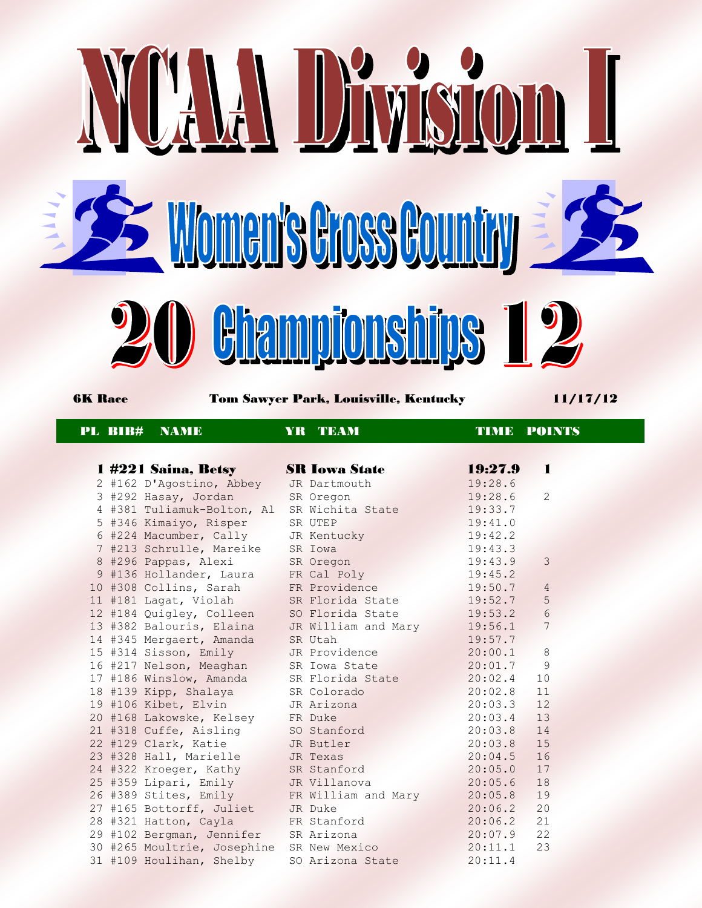# NCAA Division I

## Women's Cross Country

## 2012 Championships

**6K Race** | **Tom Sawyer Park, Louisville, Kentucky** | **11/17/12**

| PL | BIB# | NAME | YR | TEAM | TIME | POINTS |
|---|---|---|---|---|---|---|
| **1** | **#221** | **Saina, Betsy** | **SR** | **Iowa State** | **19:27.9** | **1** |
| 2 | #162 | D'Agostino, Abbey | JR | Dartmouth | 19:28.6 | |
| 3 | #292 | Hasay, Jordan | SR | Oregon | 19:28.6 | 2 |
| 4 | #381 | Tuliamuk-Bolton, Al | SR | Wichita State | 19:33.7 | |
| 5 | #346 | Kimaiyo, Risper | SR | UTEP | 19:41.0 | |
| 6 | #224 | Macumber, Cally | JR | Kentucky | 19:42.2 | |
| 7 | #213 | Schrulle, Mareike | SR | Iowa | 19:43.3 | |
| 8 | #296 | Pappas, Alexi | SR | Oregon | 19:43.9 | 3 |
| 9 | #136 | Hollander, Laura | FR | Cal Poly | 19:45.2 | |
| 10 | #308 | Collins, Sarah | FR | Providence | 19:50.7 | 4 |
| 11 | #181 | Lagat, Violah | SR | Florida State | 19:52.7 | 5 |
| 12 | #184 | Quigley, Colleen | SO | Florida State | 19:53.2 | 6 |
| 13 | #382 | Balouris, Elaina | JR | William and Mary | 19:56.1 | 7 |
| 14 | #345 | Mergaert, Amanda | SR | Utah | 19:57.7 | |
| 15 | #314 | Sisson, Emily | JR | Providence | 20:00.1 | 8 |
| 16 | #217 | Nelson, Meaghan | SR | Iowa State | 20:01.7 | 9 |
| 17 | #186 | Winslow, Amanda | SR | Florida State | 20:02.4 | 10 |
| 18 | #139 | Kipp, Shalaya | SR | Colorado | 20:02.8 | 11 |
| 19 | #106 | Kibet, Elvin | JR | Arizona | 20:03.3 | 12 |
| 20 | #168 | Lakowske, Kelsey | FR | Duke | 20:03.4 | 13 |
| 21 | #318 | Cuffe, Aisling | SO | Stanford | 20:03.8 | 14 |
| 22 | #129 | Clark, Katie | JR | Butler | 20:03.8 | 15 |
| 23 | #328 | Hall, Marielle | JR | Texas | 20:04.5 | 16 |
| 24 | #322 | Kroeger, Kathy | SR | Stanford | 20:05.0 | 17 |
| 25 | #359 | Lipari, Emily | JR | Villanova | 20:05.6 | 18 |
| 26 | #389 | Stites, Emily | FR | William and Mary | 20:05.8 | 19 |
| 27 | #165 | Bottorff, Juliet | JR | Duke | 20:06.2 | 20 |
| 28 | #321 | Hatton, Cayla | FR | Stanford | 20:06.2 | 21 |
| 29 | #102 | Bergman, Jennifer | SR | Arizona | 20:07.9 | 22 |
| 30 | #265 | Moultrie, Josephine | SR | New Mexico | 20:11.1 | 23 |
| 31 | #109 | Houlihan, Shelby | SO | Arizona State | 20:11.4 | |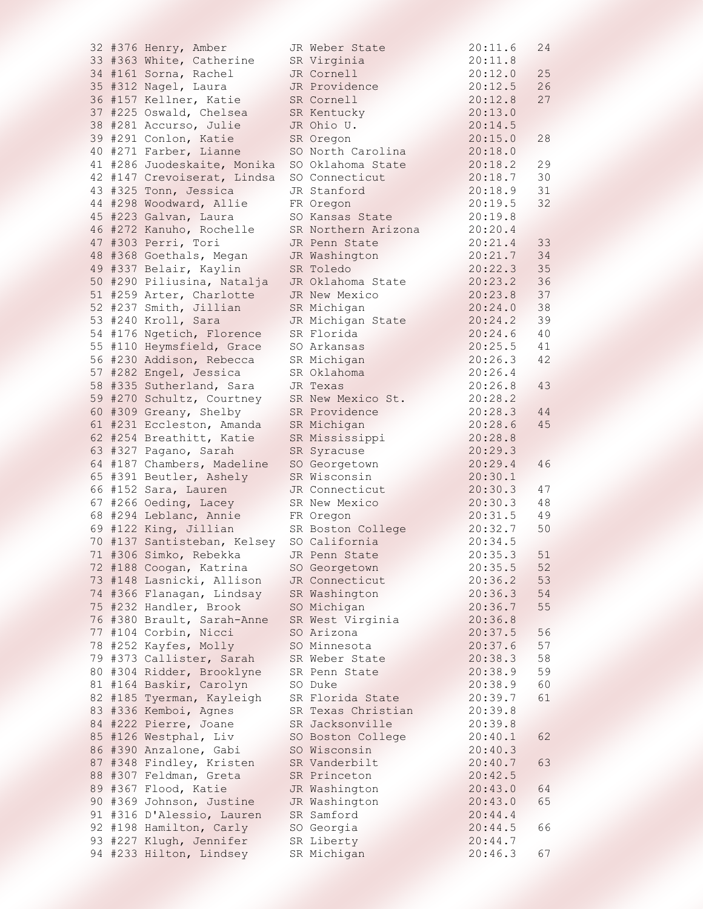```
32 #376 Henry, Amber          JR Weber State            20:11.6   24
33 #363 White, Catherine      SR Virginia               20:11.8
34 #161 Sorna, Rachel         JR Cornell                20:12.0   25
35 #312 Nagel, Laura          JR Providence             20:12.5   26
36 #157 Kellner, Katie        SR Cornell                20:12.8   27
37 #225 Oswald, Chelsea       SR Kentucky               20:13.0
38 #281 Accurso, Julie        JR Ohio U.                20:14.5
39 #291 Conlon, Katie         SR Oregon                 20:15.0   28
40 #271 Farber, Lianne        SO North Carolina         20:18.0
41 #286 Juodeskaite, Monika   SO Oklahoma State         20:18.2   29
42 #147 Crevoiserat, Lindsa   SO Connecticut            20:18.7   30
43 #325 Tonn, Jessica         JR Stanford               20:18.9   31
44 #298 Woodward, Allie       FR Oregon                 20:19.5   32
45 #223 Galvan, Laura         SO Kansas State           20:19.8
46 #272 Kanuho, Rochelle      SR Northern Arizona       20:20.4
47 #303 Perri, Tori           JR Penn State             20:21.4   33
48 #368 Goethals, Megan       JR Washington             20:21.7   34
49 #337 Belair, Kaylin        SR Toledo                 20:22.3   35
50 #290 Piliusina, Natalja    JR Oklahoma State         20:23.2   36
51 #259 Arter, Charlotte      JR New Mexico             20:23.8   37
52 #237 Smith, Jillian        SR Michigan               20:24.0   38
53 #240 Kroll, Sara           JR Michigan State         20:24.2   39
54 #176 Ngetich, Florence     SR Florida                20:24.6   40
55 #110 Heymsfield, Grace     SO Arkansas               20:25.5   41
56 #230 Addison, Rebecca      SR Michigan               20:26.3   42
57 #282 Engel, Jessica        SR Oklahoma               20:26.4
58 #335 Sutherland, Sara      JR Texas                  20:26.8   43
59 #270 Schultz, Courtney     SR New Mexico St.         20:28.2
60 #309 Greany, Shelby        SR Providence             20:28.3   44
61 #231 Eccleston, Amanda     SR Michigan               20:28.6   45
62 #254 Breathitt, Katie      SR Mississippi            20:28.8
63 #327 Pagano, Sarah         SR Syracuse               20:29.3
64 #187 Chambers, Madeline    SO Georgetown             20:29.4   46
65 #391 Beutler, Ashely       SR Wisconsin              20:30.1
66 #152 Sara, Lauren          JR Connecticut            20:30.3   47
67 #266 Oeding, Lacey         SR New Mexico             20:30.3   48
68 #294 Leblanc, Annie        FR Oregon                 20:31.5   49
69 #122 King, Jillian         SR Boston College         20:32.7   50
70 #137 Santisteban, Kelsey   SO California             20:34.5
71 #306 Simko, Rebekka        JR Penn State             20:35.3   51
72 #188 Coogan, Katrina       SO Georgetown             20:35.5   52
73 #148 Lasnicki, Allison     JR Connecticut            20:36.2   53
74 #366 Flanagan, Lindsay     SR Washington             20:36.3   54
75 #232 Handler, Brook        SO Michigan               20:36.7   55
76 #380 Brault, Sarah-Anne    SR West Virginia          20:36.8
77 #104 Corbin, Nicci         SO Arizona                20:37.5   56
78 #252 Kayfes, Molly         SO Minnesota              20:37.6   57
79 #373 Callister, Sarah      SR Weber State            20:38.3   58
80 #304 Ridder, Brooklyne     SR Penn State             20:38.9   59
81 #164 Baskir, Carolyn       SO Duke                   20:38.9   60
82 #185 Tyerman, Kayleigh     SR Florida State          20:39.7   61
83 #336 Kemboi, Agnes         SR Texas Christian        20:39.8
84 #222 Pierre, Joane         SR Jacksonville           20:39.8
85 #126 Westphal, Liv         SO Boston College         20:40.1   62
86 #390 Anzalone, Gabi        SO Wisconsin              20:40.3
87 #348 Findley, Kristen      SR Vanderbilt             20:40.7   63
88 #307 Feldman, Greta        SR Princeton              20:42.5
89 #367 Flood, Katie          JR Washington             20:43.0   64
90 #369 Johnson, Justine      JR Washington             20:43.0   65
91 #316 D'Alessio, Lauren     SR Samford                20:44.4
92 #198 Hamilton, Carly       SO Georgia                20:44.5   66
93 #227 Klugh, Jennifer       SR Liberty                20:44.7
94 #233 Hilton, Lindsey       SR Michigan               20:46.3   67
```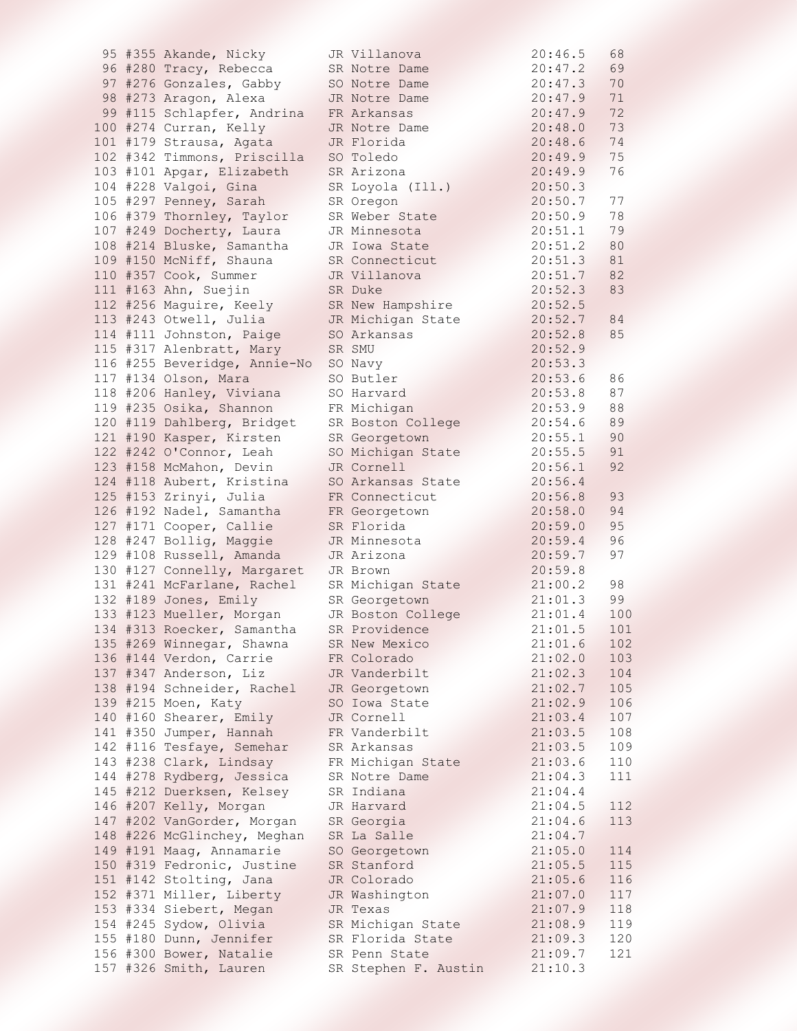```
 95 #355 Akande, Nicky        JR Villanova              20:46.5   68
 96 #280 Tracy, Rebecca       SR Notre Dame             20:47.2   69
 97 #276 Gonzales, Gabby      SO Notre Dame             20:47.3   70
 98 #273 Aragon, Alexa        JR Notre Dame             20:47.9   71
 99 #115 Schlapfer, Andrina   FR Arkansas               20:47.9   72
100 #274 Curran, Kelly        JR Notre Dame             20:48.0   73
101 #179 Strausa, Agata       JR Florida                20:48.6   74
102 #342 Timmons, Priscilla   SO Toledo                 20:49.9   75
103 #101 Apgar, Elizabeth     SR Arizona                20:49.9   76
104 #228 Valgoi, Gina         SR Loyola (Ill.)          20:50.3
105 #297 Penney, Sarah        SR Oregon                 20:50.7   77
106 #379 Thornley, Taylor     SR Weber State            20:50.9   78
107 #249 Docherty, Laura      JR Minnesota              20:51.1   79
108 #214 Bluske, Samantha     JR Iowa State             20:51.2   80
109 #150 McNiff, Shauna       SR Connecticut            20:51.3   81
110 #357 Cook, Summer         JR Villanova              20:51.7   82
111 #163 Ahn, Suejin          SR Duke                   20:52.3   83
112 #256 Maguire, Keely       SR New Hampshire          20:52.5
113 #243 Otwell, Julia        JR Michigan State         20:52.7   84
114 #111 Johnston, Paige      SO Arkansas               20:52.8   85
115 #317 Alenbratt, Mary      SR SMU                    20:52.9
116 #255 Beveridge, Annie-No  SO Navy                   20:53.3
117 #134 Olson, Mara          SO Butler                 20:53.6   86
118 #206 Hanley, Viviana      SO Harvard                20:53.8   87
119 #235 Osika, Shannon       FR Michigan               20:53.9   88
120 #119 Dahlberg, Bridget    SR Boston College         20:54.6   89
121 #190 Kasper, Kirsten      SR Georgetown             20:55.1   90
122 #242 O'Connor, Leah       SO Michigan State         20:55.5   91
123 #158 McMahon, Devin       JR Cornell                20:56.1   92
124 #118 Aubert, Kristina     SO Arkansas State         20:56.4
125 #153 Zrinyi, Julia        FR Connecticut            20:56.8   93
126 #192 Nadel, Samantha      FR Georgetown             20:58.0   94
127 #171 Cooper, Callie       SR Florida                20:59.0   95
128 #247 Bollig, Maggie       JR Minnesota              20:59.4   96
129 #108 Russell, Amanda      JR Arizona                20:59.7   97
130 #127 Connelly, Margaret   JR Brown                  20:59.8
131 #241 McFarlane, Rachel    SR Michigan State         21:00.2   98
132 #189 Jones, Emily         SR Georgetown             21:01.3   99
133 #123 Mueller, Morgan      JR Boston College         21:01.4   100
134 #313 Roecker, Samantha    SR Providence             21:01.5   101
135 #269 Winnegar, Shawna     SR New Mexico             21:01.6   102
136 #144 Verdon, Carrie       FR Colorado               21:02.0   103
137 #347 Anderson, Liz        JR Vanderbilt             21:02.3   104
138 #194 Schneider, Rachel    JR Georgetown             21:02.7   105
139 #215 Moen, Katy           SO Iowa State             21:02.9   106
140 #160 Shearer, Emily       JR Cornell                21:03.4   107
141 #350 Jumper, Hannah       FR Vanderbilt             21:03.5   108
142 #116 Tesfaye, Semehar     SR Arkansas               21:03.5   109
143 #238 Clark, Lindsay       FR Michigan State         21:03.6   110
144 #278 Rydberg, Jessica     SR Notre Dame             21:04.3   111
145 #212 Duerksen, Kelsey     SR Indiana                21:04.4
146 #207 Kelly, Morgan        JR Harvard                21:04.5   112
147 #202 VanGorder, Morgan    SR Georgia                21:04.6   113
148 #226 McGlinchey, Meghan   SR La Salle               21:04.7
149 #191 Maag, Annamarie      SO Georgetown             21:05.0   114
150 #319 Fedronic, Justine    SR Stanford               21:05.5   115
151 #142 Stolting, Jana       JR Colorado               21:05.6   116
152 #371 Miller, Liberty      JR Washington             21:07.0   117
153 #334 Siebert, Megan       JR Texas                  21:07.9   118
154 #245 Sydow, Olivia        SR Michigan State         21:08.9   119
155 #180 Dunn, Jennifer       SR Florida State          21:09.3   120
156 #300 Bower, Natalie       SR Penn State             21:09.7   121
157 #326 Smith, Lauren        SR Stephen F. Austin      21:10.3
```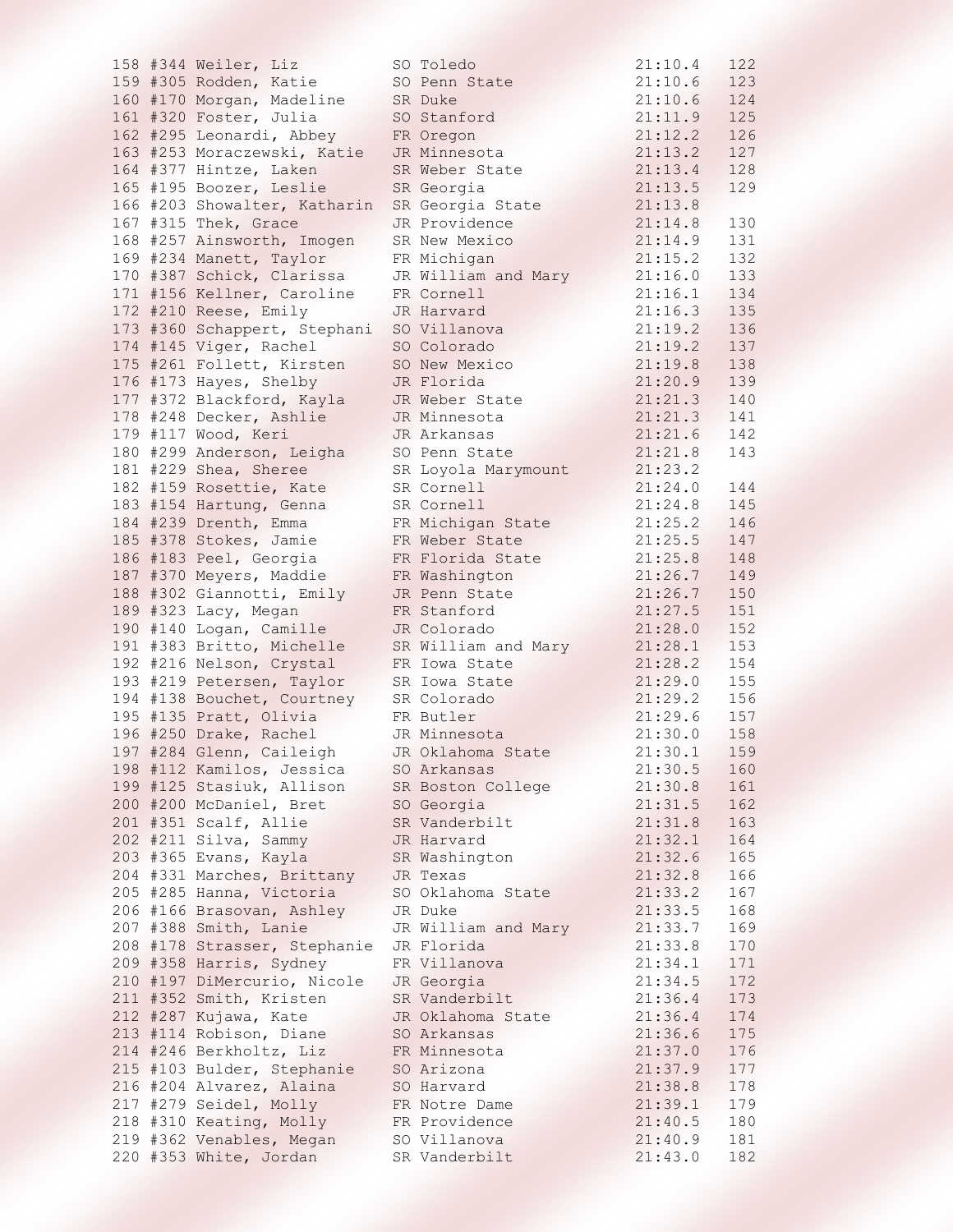```
158 #344 Weiler, Liz          SO Toledo                21:10.4   122
159 #305 Rodden, Katie        SO Penn State            21:10.6   123
160 #170 Morgan, Madeline     SR Duke                  21:10.6   124
161 #320 Foster, Julia        SO Stanford              21:11.9   125
162 #295 Leonardi, Abbey      FR Oregon                21:12.2   126
163 #253 Moraczewski, Katie   JR Minnesota             21:13.2   127
164 #377 Hintze, Laken        SR Weber State           21:13.4   128
165 #195 Boozer, Leslie       SR Georgia               21:13.5   129
166 #203 Showalter, Katharin  SR Georgia State         21:13.8
167 #315 Thek, Grace          JR Providence            21:14.8   130
168 #257 Ainsworth, Imogen    SR New Mexico            21:14.9   131
169 #234 Manett, Taylor       FR Michigan              21:15.2   132
170 #387 Schick, Clarissa     JR William and Mary      21:16.0   133
171 #156 Kellner, Caroline    FR Cornell               21:16.1   134
172 #210 Reese, Emily         JR Harvard               21:16.3   135
173 #360 Schappert, Stephani  SO Villanova             21:19.2   136
174 #145 Viger, Rachel        SO Colorado              21:19.2   137
175 #261 Follett, Kirsten     SO New Mexico            21:19.8   138
176 #173 Hayes, Shelby        JR Florida               21:20.9   139
177 #372 Blackford, Kayla     JR Weber State           21:21.3   140
178 #248 Decker, Ashlie       JR Minnesota             21:21.3   141
179 #117 Wood, Keri           JR Arkansas              21:21.6   142
180 #299 Anderson, Leigha     SO Penn State            21:21.8   143
181 #229 Shea, Sheree         SR Loyola Marymount      21:23.2
182 #159 Rosettie, Kate       SR Cornell               21:24.0   144
183 #154 Hartung, Genna       SR Cornell               21:24.8   145
184 #239 Drenth, Emma         FR Michigan State        21:25.2   146
185 #378 Stokes, Jamie        FR Weber State           21:25.5   147
186 #183 Peel, Georgia        FR Florida State         21:25.8   148
187 #370 Meyers, Maddie       FR Washington            21:26.7   149
188 #302 Giannotti, Emily     JR Penn State            21:26.7   150
189 #323 Lacy, Megan          FR Stanford              21:27.5   151
190 #140 Logan, Camille       JR Colorado              21:28.0   152
191 #383 Britto, Michelle     SR William and Mary      21:28.1   153
192 #216 Nelson, Crystal      FR Iowa State            21:28.2   154
193 #219 Petersen, Taylor     SR Iowa State            21:29.0   155
194 #138 Bouchet, Courtney    SR Colorado              21:29.2   156
195 #135 Pratt, Olivia        FR Butler                21:29.6   157
196 #250 Drake, Rachel        JR Minnesota             21:30.0   158
197 #284 Glenn, Caileigh      JR Oklahoma State        21:30.1   159
198 #112 Kamilos, Jessica     SO Arkansas              21:30.5   160
199 #125 Stasiuk, Allison     SR Boston College        21:30.8   161
200 #200 McDaniel, Bret       SO Georgia               21:31.5   162
201 #351 Scalf, Allie         SR Vanderbilt            21:31.8   163
202 #211 Silva, Sammy         JR Harvard               21:32.1   164
203 #365 Evans, Kayla         SR Washington            21:32.6   165
204 #331 Marches, Brittany    JR Texas                 21:32.8   166
205 #285 Hanna, Victoria      SO Oklahoma State        21:33.2   167
206 #166 Brasovan, Ashley     JR Duke                  21:33.5   168
207 #388 Smith, Lanie         JR William and Mary      21:33.7   169
208 #178 Strasser, Stephanie  JR Florida               21:33.8   170
209 #358 Harris, Sydney       FR Villanova             21:34.1   171
210 #197 DiMercurio, Nicole   JR Georgia               21:34.5   172
211 #352 Smith, Kristen       SR Vanderbilt            21:36.4   173
212 #287 Kujawa, Kate         JR Oklahoma State        21:36.4   174
213 #114 Robison, Diane       SO Arkansas              21:36.6   175
214 #246 Berkholtz, Liz       FR Minnesota             21:37.0   176
215 #103 Bulder, Stephanie    SO Arizona               21:37.9   177
216 #204 Alvarez, Alaina      SO Harvard               21:38.8   178
217 #279 Seidel, Molly        FR Notre Dame            21:39.1   179
218 #310 Keating, Molly       FR Providence            21:40.5   180
219 #362 Venables, Megan      SO Villanova             21:40.9   181
220 #353 White, Jordan        SR Vanderbilt            21:43.0   182
```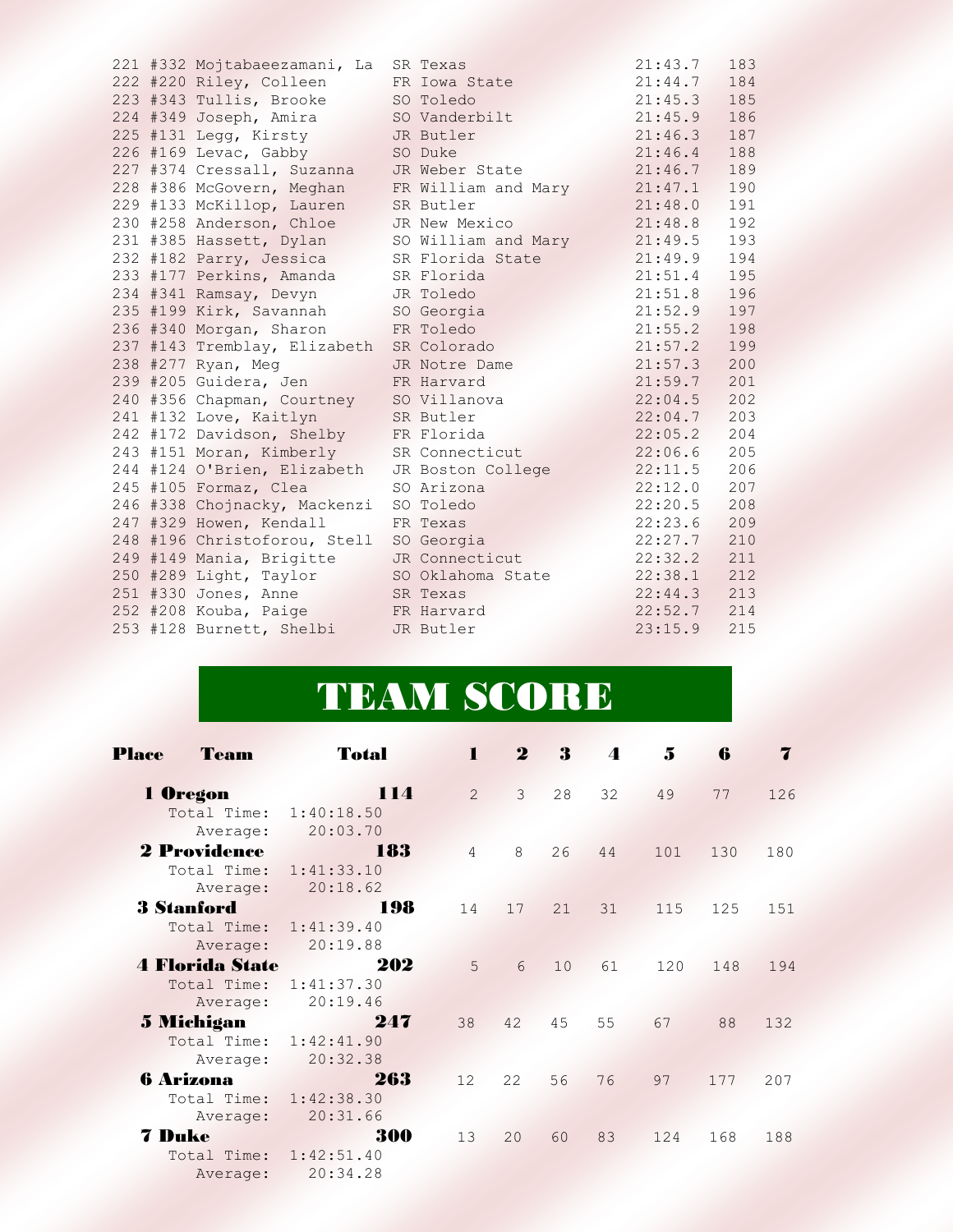| Place | Bib | Name | Yr | Team | Time | Pts |
|---|---|---|---|---|---|---|
| 221 | #332 | Mojtabaeezamani, La | SR | Texas | 21:43.7 | 183 |
| 222 | #220 | Riley, Colleen | FR | Iowa State | 21:44.7 | 184 |
| 223 | #343 | Tullis, Brooke | SO | Toledo | 21:45.3 | 185 |
| 224 | #349 | Joseph, Amira | SO | Vanderbilt | 21:45.9 | 186 |
| 225 | #131 | Legg, Kirsty | JR | Butler | 21:46.3 | 187 |
| 226 | #169 | Levac, Gabby | SO | Duke | 21:46.4 | 188 |
| 227 | #374 | Cressall, Suzanna | JR | Weber State | 21:46.7 | 189 |
| 228 | #386 | McGovern, Meghan | FR | William and Mary | 21:47.1 | 190 |
| 229 | #133 | McKillop, Lauren | SR | Butler | 21:48.0 | 191 |
| 230 | #258 | Anderson, Chloe | JR | New Mexico | 21:48.8 | 192 |
| 231 | #385 | Hassett, Dylan | SO | William and Mary | 21:49.5 | 193 |
| 232 | #182 | Parry, Jessica | SR | Florida State | 21:49.9 | 194 |
| 233 | #177 | Perkins, Amanda | SR | Florida | 21:51.4 | 195 |
| 234 | #341 | Ramsay, Devyn | JR | Toledo | 21:51.8 | 196 |
| 235 | #199 | Kirk, Savannah | SO | Georgia | 21:52.9 | 197 |
| 236 | #340 | Morgan, Sharon | FR | Toledo | 21:55.2 | 198 |
| 237 | #143 | Tremblay, Elizabeth | SR | Colorado | 21:57.2 | 199 |
| 238 | #277 | Ryan, Meg | JR | Notre Dame | 21:57.3 | 200 |
| 239 | #205 | Guidera, Jen | FR | Harvard | 21:59.7 | 201 |
| 240 | #356 | Chapman, Courtney | SO | Villanova | 22:04.5 | 202 |
| 241 | #132 | Love, Kaitlyn | SR | Butler | 22:04.7 | 203 |
| 242 | #172 | Davidson, Shelby | FR | Florida | 22:05.2 | 204 |
| 243 | #151 | Moran, Kimberly | SR | Connecticut | 22:06.6 | 205 |
| 244 | #124 | O'Brien, Elizabeth | JR | Boston College | 22:11.5 | 206 |
| 245 | #105 | Formaz, Clea | SO | Arizona | 22:12.0 | 207 |
| 246 | #338 | Chojnacky, Mackenzi | SO | Toledo | 22:20.5 | 208 |
| 247 | #329 | Howen, Kendall | FR | Texas | 22:23.6 | 209 |
| 248 | #196 | Christoforou, Stell | SO | Georgia | 22:27.7 | 210 |
| 249 | #149 | Mania, Brigitte | JR | Connecticut | 22:32.2 | 211 |
| 250 | #289 | Light, Taylor | SO | Oklahoma State | 22:38.1 | 212 |
| 251 | #330 | Jones, Anne | SR | Texas | 22:44.3 | 213 |
| 252 | #208 | Kouba, Paige | FR | Harvard | 22:52.7 | 214 |
| 253 | #128 | Burnett, Shelbi | JR | Butler | 23:15.9 | 215 |

# TEAM SCORE

| Place | Team | Total | 1 | 2 | 3 | 4 | 5 | 6 | 7 |
|---|---|---|---|---|---|---|---|---|---|
| 1 | Oregon | 114 | 2 | 3 | 28 | 32 | 49 | 77 | 126 |
| | Total Time: 1:40:18.50 | | | | | | | | |
| | Average: 20:03.70 | | | | | | | | |
| 2 | Providence | 183 | 4 | 8 | 26 | 44 | 101 | 130 | 180 |
| | Total Time: 1:41:33.10 | | | | | | | | |
| | Average: 20:18.62 | | | | | | | | |
| 3 | Stanford | 198 | 14 | 17 | 21 | 31 | 115 | 125 | 151 |
| | Total Time: 1:41:39.40 | | | | | | | | |
| | Average: 20:19.88 | | | | | | | | |
| 4 | Florida State | 202 | 5 | 6 | 10 | 61 | 120 | 148 | 194 |
| | Total Time: 1:41:37.30 | | | | | | | | |
| | Average: 20:19.46 | | | | | | | | |
| 5 | Michigan | 247 | 38 | 42 | 45 | 55 | 67 | 88 | 132 |
| | Total Time: 1:42:41.90 | | | | | | | | |
| | Average: 20:32.38 | | | | | | | | |
| 6 | Arizona | 263 | 12 | 22 | 56 | 76 | 97 | 177 | 207 |
| | Total Time: 1:42:38.30 | | | | | | | | |
| | Average: 20:31.66 | | | | | | | | |
| 7 | Duke | 300 | 13 | 20 | 60 | 83 | 124 | 168 | 188 |
| | Total Time: 1:42:51.40 | | | | | | | | |
| | Average: 20:34.28 | | | | | | | | |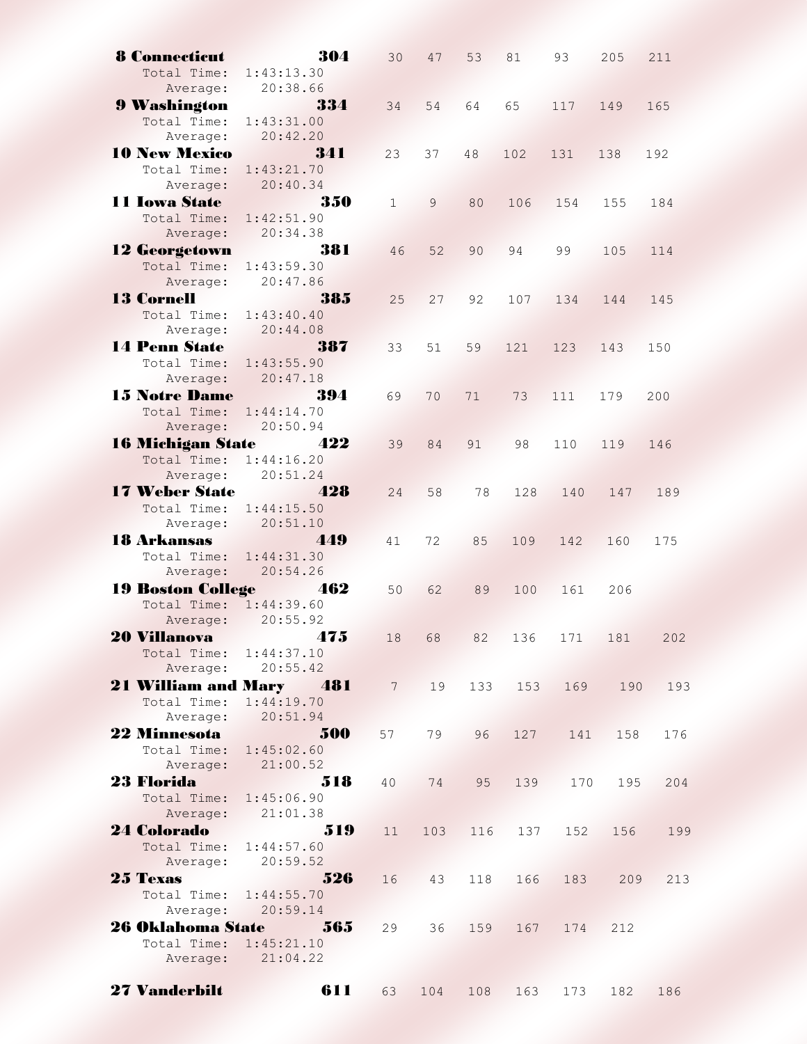| Place | Team | Score | 1 | 2 | 3 | 4 | 5 | 6 | 7 | Total Time | Average |
|---|---|---|---|---|---|---|---|---|---|---|---|
| 8 | Connecticut | 304 | 30 | 47 | 53 | 81 | 93 | 205 | 211 | 1:43:13.30 | 20:38.66 |
| 9 | Washington | 334 | 34 | 54 | 64 | 65 | 117 | 149 | 165 | 1:43:31.00 | 20:42.20 |
| 10 | New Mexico | 341 | 23 | 37 | 48 | 102 | 131 | 138 | 192 | 1:43:21.70 | 20:40.34 |
| 11 | Iowa State | 350 | 1 | 9 | 80 | 106 | 154 | 155 | 184 | 1:42:51.90 | 20:34.38 |
| 12 | Georgetown | 381 | 46 | 52 | 90 | 94 | 99 | 105 | 114 | 1:43:59.30 | 20:47.86 |
| 13 | Cornell | 385 | 25 | 27 | 92 | 107 | 134 | 144 | 145 | 1:43:40.40 | 20:44.08 |
| 14 | Penn State | 387 | 33 | 51 | 59 | 121 | 123 | 143 | 150 | 1:43:55.90 | 20:47.18 |
| 15 | Notre Dame | 394 | 69 | 70 | 71 | 73 | 111 | 179 | 200 | 1:44:14.70 | 20:50.94 |
| 16 | Michigan State | 422 | 39 | 84 | 91 | 98 | 110 | 119 | 146 | 1:44:16.20 | 20:51.24 |
| 17 | Weber State | 428 | 24 | 58 | 78 | 128 | 140 | 147 | 189 | 1:44:15.50 | 20:51.10 |
| 18 | Arkansas | 449 | 41 | 72 | 85 | 109 | 142 | 160 | 175 | 1:44:31.30 | 20:54.26 |
| 19 | Boston College | 462 | 50 | 62 | 89 | 100 | 161 | 206 | | 1:44:39.60 | 20:55.92 |
| 20 | Villanova | 475 | 18 | 68 | 82 | 136 | 171 | 181 | 202 | 1:44:37.10 | 20:55.42 |
| 21 | William and Mary | 481 | 7 | 19 | 133 | 153 | 169 | 190 | 193 | 1:44:19.70 | 20:51.94 |
| 22 | Minnesota | 500 | 57 | 79 | 96 | 127 | 141 | 158 | 176 | 1:45:02.60 | 21:00.52 |
| 23 | Florida | 518 | 40 | 74 | 95 | 139 | 170 | 195 | 204 | 1:45:06.90 | 21:01.38 |
| 24 | Colorado | 519 | 11 | 103 | 116 | 137 | 152 | 156 | 199 | 1:44:57.60 | 20:59.52 |
| 25 | Texas | 526 | 16 | 43 | 118 | 166 | 183 | 209 | 213 | 1:44:55.70 | 20:59.14 |
| 26 | Oklahoma State | 565 | 29 | 36 | 159 | 167 | 174 | 212 | | 1:45:21.10 | 21:04.22 |
| 27 | Vanderbilt | 611 | 63 | 104 | 108 | 163 | 173 | 182 | 186 | | |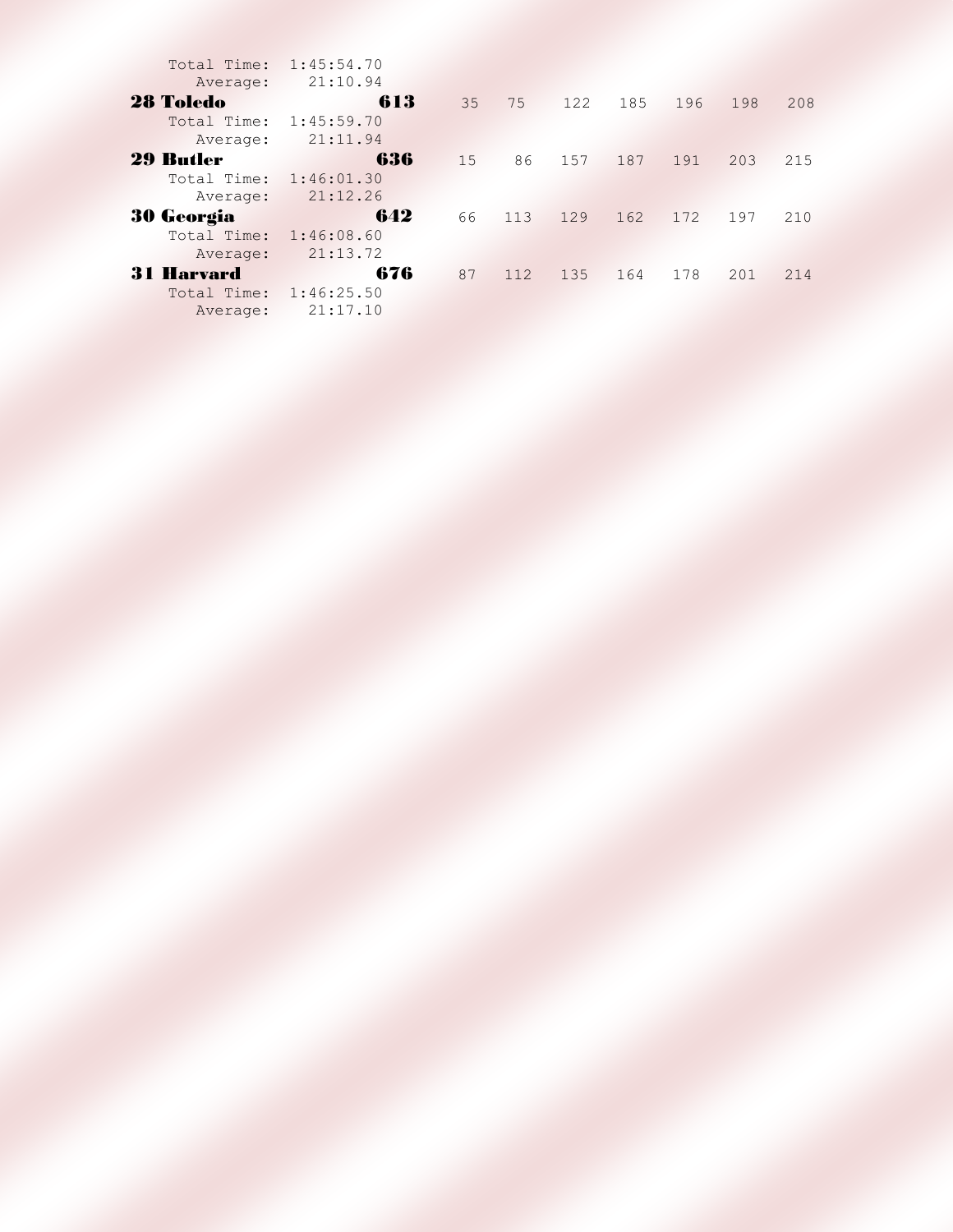Total Time: 1:45:54.70
Average: 21:10.94

| | | | | | | | | |
|---|---|---|---|---|---|---|---|---|
| **28 Toledo** | **613** | 35 | 75 | 122 | 185 | 196 | 198 | 208 |
| Total Time: 1:45:59.70 | | | | | | | | |
| Average: 21:11.94 | | | | | | | | |
| **29 Butler** | **636** | 15 | 86 | 157 | 187 | 191 | 203 | 215 |
| Total Time: 1:46:01.30 | | | | | | | | |
| Average: 21:12.26 | | | | | | | | |
| **30 Georgia** | **642** | 66 | 113 | 129 | 162 | 172 | 197 | 210 |
| Total Time: 1:46:08.60 | | | | | | | | |
| Average: 21:13.72 | | | | | | | | |
| **31 Harvard** | **676** | 87 | 112 | 135 | 164 | 178 | 201 | 214 |
| Total Time: 1:46:25.50 | | | | | | | | |
| Average: 21:17.10 | | | | | | | | |